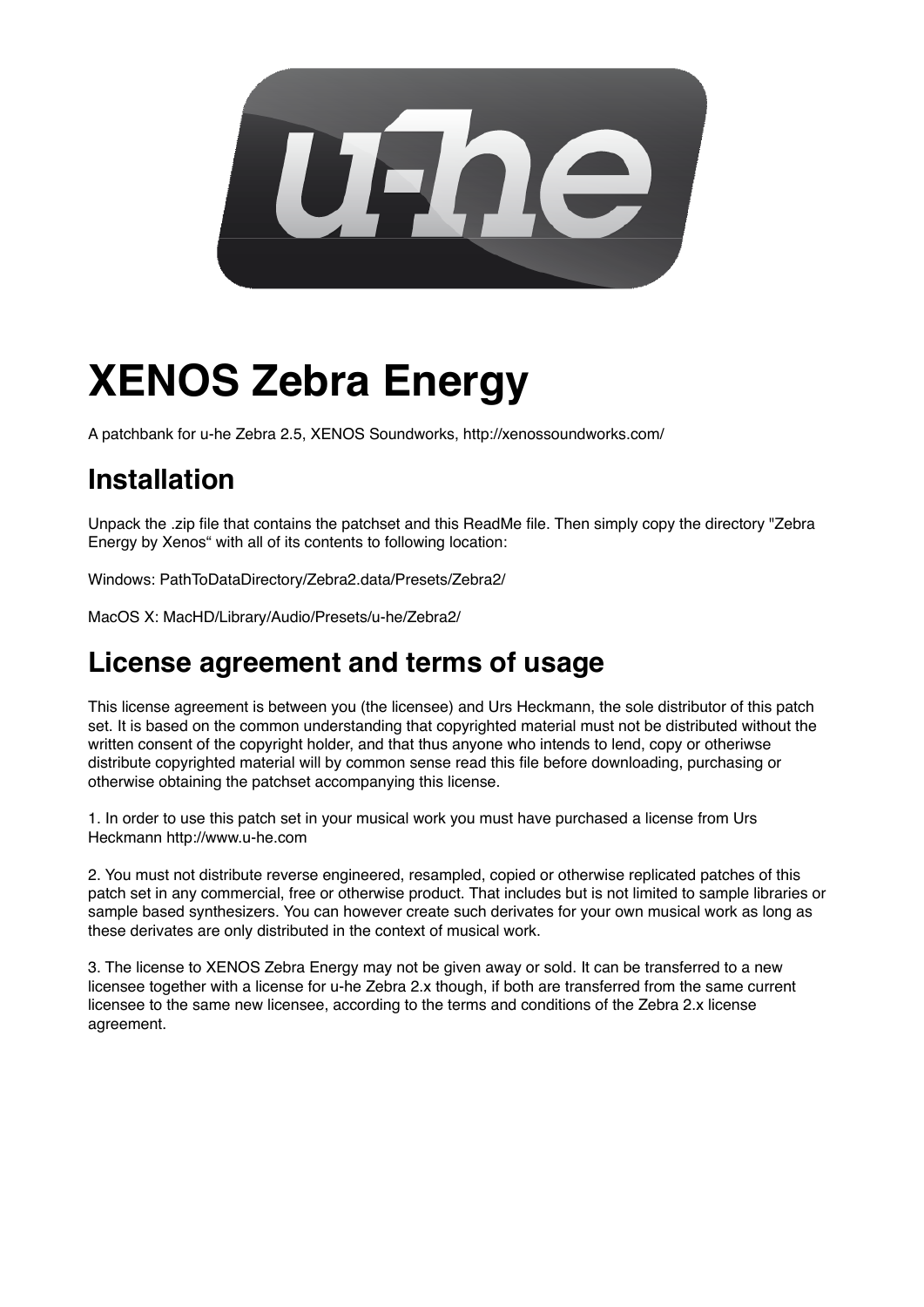# XENOS Zebra Energy

A patchbank for u-he Zebra 2.5, XENOS Soundworks, http://xenossoundworks.com/

## Installation

Unpack the .zip file that contains the patchset and this ReadMe file. Then simply copy the directory "Zebra Energy by Xenos“ with all of its contents to following location:

Windows: PathToDataDirectory/Zebra2.data/Presets/Zebra2/

MacOS X: MacHD/Library/Audio/Presets/u-he/Zebra2/

## License agreement and terms of usage

This license agreement is between you (the licensee) and Urs Heckmann, the sole distributor of this patch set. It is based on the common understanding that copyrighted material must not be distributed without the written consent of the copyright holder, and that thus anyone who intends to lend, copy or otheriwse distribute copyrighted material will by common sense read this file before downloading, purchasing or otherwise obtaining the patchset accompanying this license.

1. In order to use this patch set in your musical work you must have purchased a license from Urs Heckmann http://www.u-he.com

2. You must not distribute reverse engineered, resampled, copied or otherwise replicated patches of this patch set in any commercial, free or otherwise product. That includes but is not limited to sample libraries or sample based synthesizers. You can however create such derivates for your own musical work as long as these derivates are only distributed in the context of musical work.

3. The license to XENOS Zebra Energy may not be given away or sold. It can be transferred to a new licensee together with a license for u-he Zebra 2.x though, if both are transferred from the same current licensee to the same new licensee, according to the terms and conditions of the Zebra 2.x license agreement.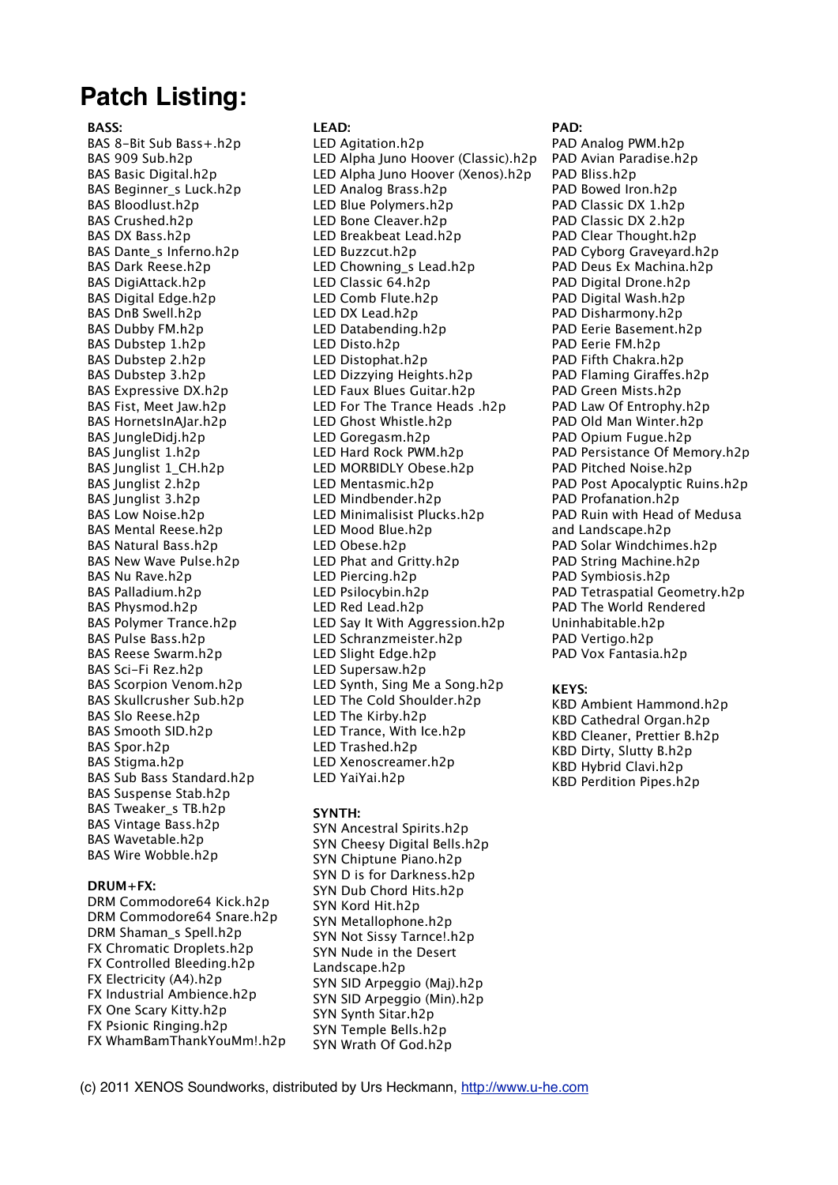# Patch Listing:

**BASS:**

BAS 8-Bit Sub Bass+.h2p
BAS 909 Sub.h2p
BAS Basic Digital.h2p
BAS Beginner_s Luck.h2p
BAS Bloodlust.h2p
BAS Crushed.h2p
BAS DX Bass.h2p
BAS Dante_s Inferno.h2p
BAS Dark Reese.h2p
BAS DigiAttack.h2p
BAS Digital Edge.h2p
BAS DnB Swell.h2p
BAS Dubby FM.h2p
BAS Dubstep 1.h2p
BAS Dubstep 2.h2p
BAS Dubstep 3.h2p
BAS Expressive DX.h2p
BAS Fist, Meet Jaw.h2p
BAS HornetsInAJar.h2p
BAS JungleDidj.h2p
BAS Junglist 1.h2p
BAS Junglist 1_CH.h2p
BAS Junglist 2.h2p
BAS Junglist 3.h2p
BAS Low Noise.h2p
BAS Mental Reese.h2p
BAS Natural Bass.h2p
BAS New Wave Pulse.h2p
BAS Nu Rave.h2p
BAS Palladium.h2p
BAS Physmod.h2p
BAS Polymer Trance.h2p
BAS Pulse Bass.h2p
BAS Reese Swarm.h2p
BAS Sci-Fi Rez.h2p
BAS Scorpion Venom.h2p
BAS Skullcrusher Sub.h2p
BAS Slo Reese.h2p
BAS Smooth SID.h2p
BAS Spor.h2p
BAS Stigma.h2p
BAS Sub Bass Standard.h2p
BAS Suspense Stab.h2p
BAS Tweaker_s TB.h2p
BAS Vintage Bass.h2p
BAS Wavetable.h2p
BAS Wire Wobble.h2p

**DRUM+FX:**

DRM Commodore64 Kick.h2p
DRM Commodore64 Snare.h2p
DRM Shaman_s Spell.h2p
FX Chromatic Droplets.h2p
FX Controlled Bleeding.h2p
FX Electricity (A4).h2p
FX Industrial Ambience.h2p
FX One Scary Kitty.h2p
FX Psionic Ringing.h2p
FX WhamBamThankYouMm!.h2p

**LEAD:**

LED Agitation.h2p
LED Alpha Juno Hoover (Classic).h2p
LED Alpha Juno Hoover (Xenos).h2p
LED Analog Brass.h2p
LED Blue Polymers.h2p
LED Bone Cleaver.h2p
LED Breakbeat Lead.h2p
LED Buzzcut.h2p
LED Chowning_s Lead.h2p
LED Classic 64.h2p
LED Comb Flute.h2p
LED DX Lead.h2p
LED Databending.h2p
LED Disto.h2p
LED Distophat.h2p
LED Dizzying Heights.h2p
LED Faux Blues Guitar.h2p
LED For The Trance Heads .h2p
LED Ghost Whistle.h2p
LED Goregasm.h2p
LED Hard Rock PWM.h2p
LED MORBIDLY Obese.h2p
LED Mentasmic.h2p
LED Mindbender.h2p
LED Minimalisist Plucks.h2p
LED Mood Blue.h2p
LED Obese.h2p
LED Phat and Gritty.h2p
LED Piercing.h2p
LED Psilocybin.h2p
LED Red Lead.h2p
LED Say It With Aggression.h2p
LED Schranzmeister.h2p
LED Slight Edge.h2p
LED Supersaw.h2p
LED Synth, Sing Me a Song.h2p
LED The Cold Shoulder.h2p
LED The Kirby.h2p
LED Trance, With Ice.h2p
LED Trashed.h2p
LED Xenoscreamer.h2p
LED YaiYai.h2p

**SYNTH:**

SYN Ancestral Spirits.h2p
SYN Cheesy Digital Bells.h2p
SYN Chiptune Piano.h2p
SYN D is for Darkness.h2p
SYN Dub Chord Hits.h2p
SYN Kord Hit.h2p
SYN Metallophone.h2p
SYN Not Sissy Tarnce!.h2p
SYN Nude in the Desert Landscape.h2p
SYN SID Arpeggio (Maj).h2p
SYN SID Arpeggio (Min).h2p
SYN Synth Sitar.h2p
SYN Temple Bells.h2p
SYN Wrath Of God.h2p

**PAD:**

PAD Analog PWM.h2p
PAD Avian Paradise.h2p
PAD Bliss.h2p
PAD Bowed Iron.h2p
PAD Classic DX 1.h2p
PAD Classic DX 2.h2p
PAD Clear Thought.h2p
PAD Cyborg Graveyard.h2p
PAD Deus Ex Machina.h2p
PAD Digital Drone.h2p
PAD Digital Wash.h2p
PAD Disharmony.h2p
PAD Eerie Basement.h2p
PAD Eerie FM.h2p
PAD Fifth Chakra.h2p
PAD Flaming Giraffes.h2p
PAD Green Mists.h2p
PAD Law Of Entrophy.h2p
PAD Old Man Winter.h2p
PAD Opium Fugue.h2p
PAD Persistance Of Memory.h2p
PAD Pitched Noise.h2p
PAD Post Apocalyptic Ruins.h2p
PAD Profanation.h2p
PAD Ruin with Head of Medusa and Landscape.h2p
PAD Solar Windchimes.h2p
PAD String Machine.h2p
PAD Symbiosis.h2p
PAD Tetraspatial Geometry.h2p
PAD The World Rendered Uninhabitable.h2p
PAD Vertigo.h2p
PAD Vox Fantasia.h2p

**KEYS:**

KBD Ambient Hammond.h2p
KBD Cathedral Organ.h2p
KBD Cleaner, Prettier B.h2p
KBD Dirty, Slutty B.h2p
KBD Hybrid Clavi.h2p
KBD Perdition Pipes.h2p

(c) 2011 XENOS Soundworks, distributed by Urs Heckmann, http://www.u-he.com